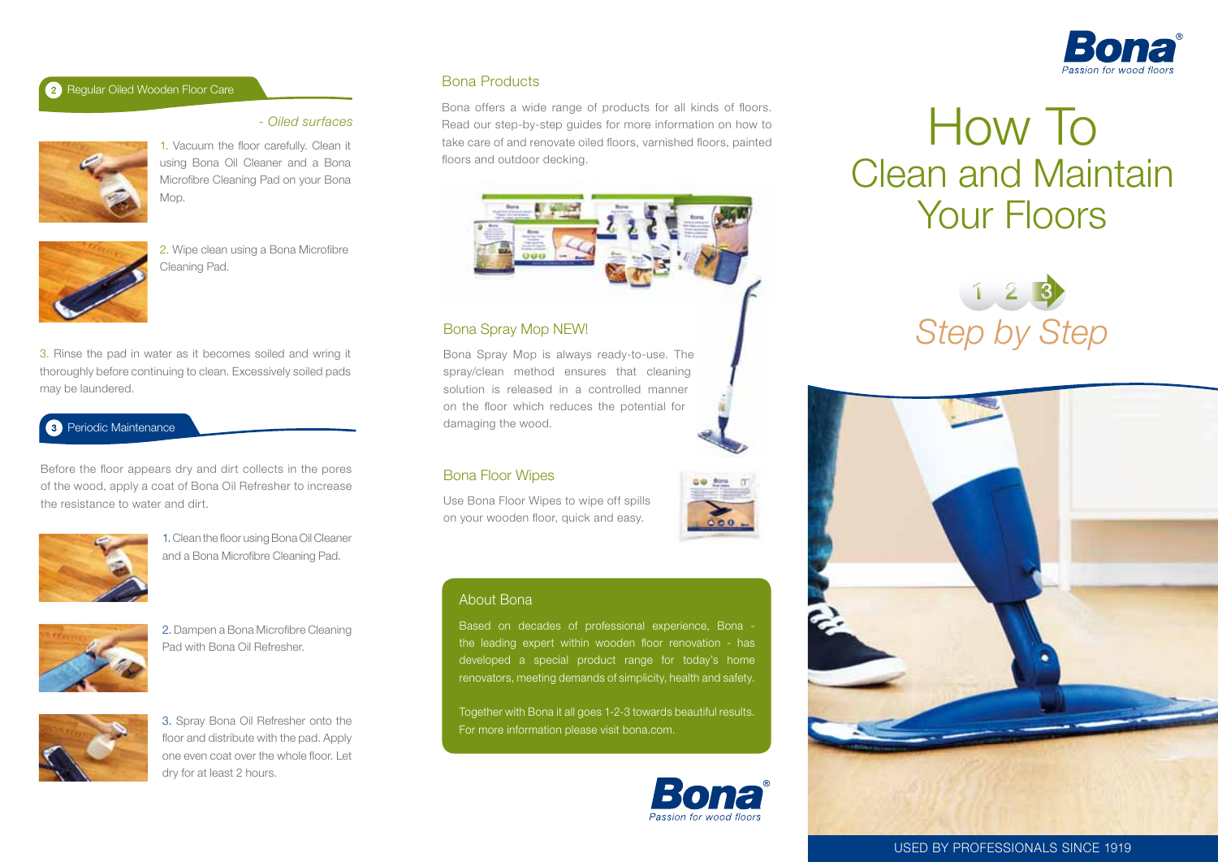## 2 Regular Oiled Wooden Floor Care

*- Oiled surfaces*

1. Vacuum the floor carefully. Clean it using Bona Oil Cleaner and a Bona Microfibre Cleaning Pad on your Bona Mop.

2. Wipe clean using a Bona Microfibre Cleaning Pad.

3. Rinse the pad in water as it becomes soiled and wring it thoroughly before continuing to clean. Excessively soiled pads may be laundered.

## 3 Periodic Maintenance

Before the floor appears dry and dirt collects in the pores of the wood, apply a coat of Bona Oil Refresher to increase the resistance to water and dirt.

1. Clean the floor using Bona Oil Cleaner and a Bona Microfibre Cleaning Pad.

2. Dampen a Bona Microfibre Cleaning Pad with Bona Oil Refresher.

3. Spray Bona Oil Refresher onto the floor and distribute with the pad. Apply one even coat over the whole floor. Let dry for at least 2 hours.

## Bona Products

Bona offers a wide range of products for all kinds of floors. Read our step-by-step guides for more information on how to take care of and renovate oiled floors, varnished floors, painted floors and outdoor decking.

## Bona Spray Mop NEW!

Bona Spray Mop is always ready-to-use. The spray/clean method ensures that cleaning solution is released in a controlled manner on the floor which reduces the potential for damaging the wood.

## Bona Floor Wipes

Use Bona Floor Wipes to wipe off spills on your wooden floor, quick and easy.

## About Bona

Based on decades of professional experience, Bona - the leading expert within wooden floor renovation - has developed a special product range for today's home renovators, meeting demands of simplicity, health and safety.

Together with Bona it all goes 1-2-3 towards beautiful results. For more information please visit bona.com.

Bona® Passion for wood floors

Bona® Passion for wood floors

# How To Clean and Maintain Your Floors

1 2 3

*Step by Step*

USED BY PROFESSIONALS SINCE 1919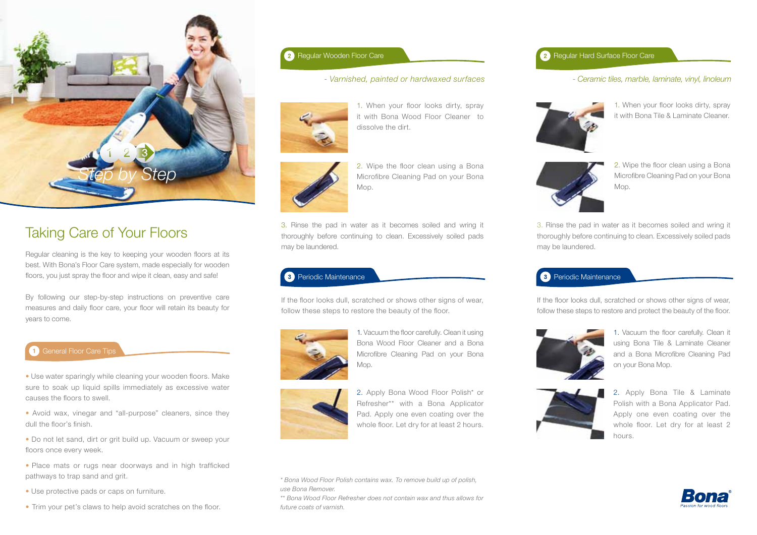1 2 3

Step by Step

# Taking Care of Your Floors

Regular cleaning is the key to keeping your wooden floors at its best. With Bona's Floor Care system, made especially for wooden floors, you just spray the floor and wipe it clean, easy and safe!

By following our step-by-step instructions on preventive care measures and daily floor care, your floor will retain its beauty for years to come.

## 1 General Floor Care Tips

- Use water sparingly while cleaning your wooden floors. Make sure to soak up liquid spills immediately as excessive water causes the floors to swell.
- Avoid wax, vinegar and "all-purpose" cleaners, since they dull the floor's finish.
- Do not let sand, dirt or grit build up. Vacuum or sweep your floors once every week.
- Place mats or rugs near doorways and in high trafficked pathways to trap sand and grit.
- Use protective pads or caps on furniture.
- Trim your pet's claws to help avoid scratches on the floor.

## 2 Regular Wooden Floor Care

*- Varnished, painted or hardwaxed surfaces*

1. When your floor looks dirty, spray it with Bona Wood Floor Cleaner to dissolve the dirt.
2. Wipe the floor clean using a Bona Microfibre Cleaning Pad on your Bona Mop.
3. Rinse the pad in water as it becomes soiled and wring it thoroughly before continuing to clean. Excessively soiled pads may be laundered.

## 3 Periodic Maintenance

If the floor looks dull, scratched or shows other signs of wear, follow these steps to restore the beauty of the floor.

1. Vacuum the floor carefully. Clean it using Bona Wood Floor Cleaner and a Bona Microfibre Cleaning Pad on your Bona Mop.
2. Apply Bona Wood Floor Polish* or Refresher** with a Bona Applicator Pad. Apply one even coating over the whole floor. Let dry for at least 2 hours.

*\* Bona Wood Floor Polish contains wax. To remove build up of polish, use Bona Remover.*

*\*\* Bona Wood Floor Refresher does not contain wax and thus allows for future coats of varnish.*

## 2 Regular Hard Surface Floor Care

*- Ceramic tiles, marble, laminate, vinyl, linoleum*

1. When your floor looks dirty, spray it with Bona Tile & Laminate Cleaner.
2. Wipe the floor clean using a Bona Microfibre Cleaning Pad on your Bona Mop.
3. Rinse the pad in water as it becomes soiled and wring it thoroughly before continuing to clean. Excessively soiled pads may be laundered.

## 3 Periodic Maintenance

If the floor looks dull, scratched or shows other signs of wear, follow these steps to restore and protect the beauty of the floor.

1. Vacuum the floor carefully. Clean it using Bona Tile & Laminate Cleaner and a Bona Microfibre Cleaning Pad on your Bona Mop.
2. Apply Bona Tile & Laminate Polish with a Bona Applicator Pad. Apply one even coating over the whole floor. Let dry for at least 2 hours.

Bona®
Passion for wood floors